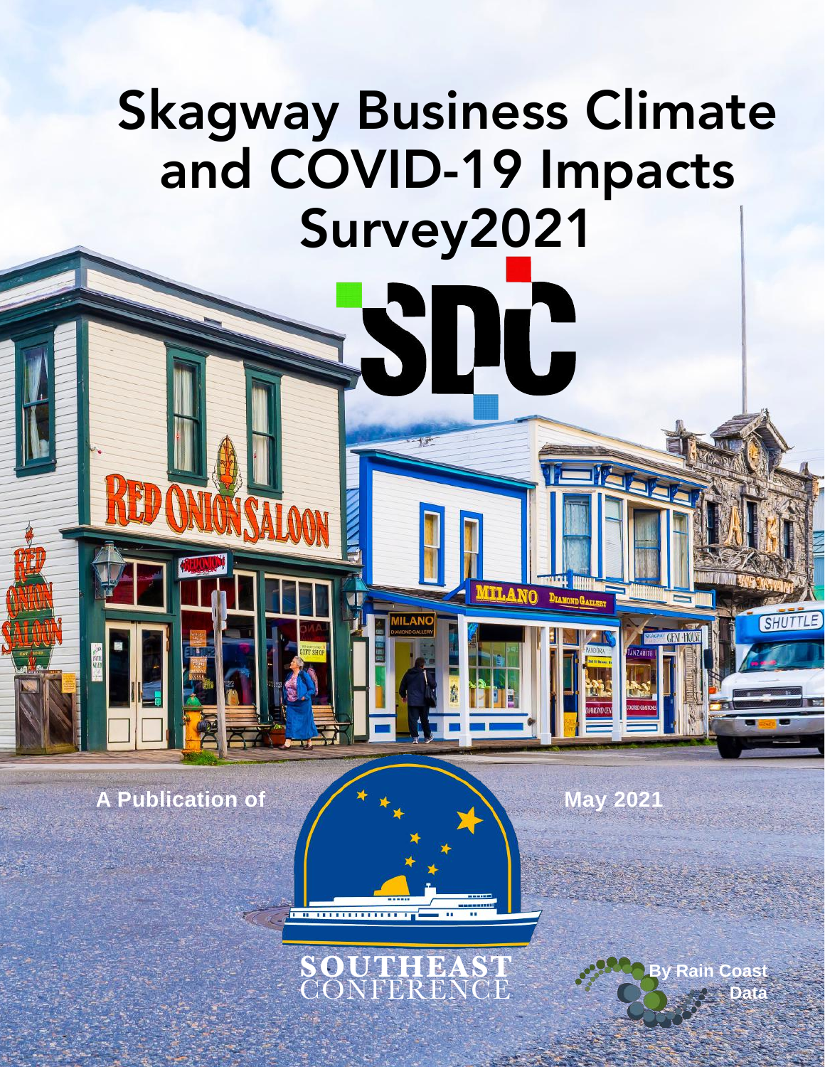# Skagway Business Climate and COVID-19 Impacts Survey2021

A Publication of

May 2021

SOUTHEAST CONFERENCE

By Rain Coast Data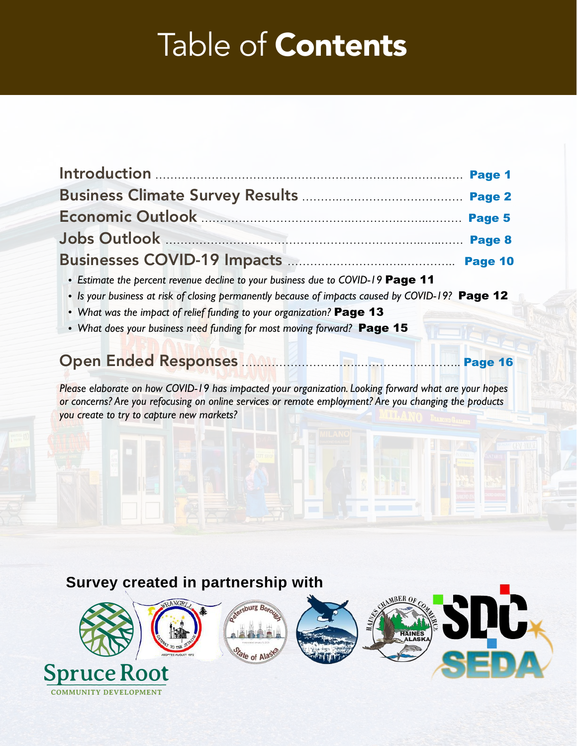# Table of **Contents**

Introduction ........................................................................... Page 1

Business Climate Survey Results ............................................ Page 2

Economic Outlook ................................................................. Page 5

Jobs Outlook ......................................................................... Page 8

Businesses COVID-19 Impacts ............................................. Page 10

- *Estimate the percent revenue decline to your business due to COVID-19* **Page 11**
- *Is your business at risk of closing permanently because of impacts caused by COVID-19?* **Page 12**
- *What was the impact of relief funding to your organization?* **Page 13**
- *What does your business need funding for most moving forward?* **Page 15**

Open Ended Responses ........................................................ Page 16

*Please elaborate on how COVID-19 has impacted your organization. Looking forward what are your hopes or concerns? Are you refocusing on online services or remote employment? Are you changing the products you create to try to capture new markets?*

**Survey created in partnership with**

Spruce Root COMMUNITY DEVELOPMENT

SEDA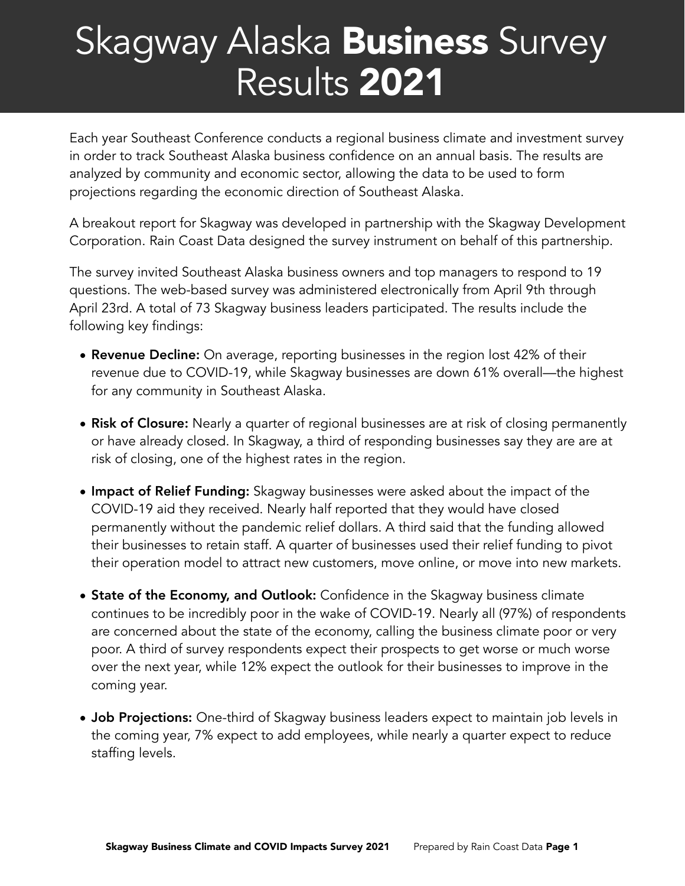# Skagway Alaska **Business** Survey Results **2021**

Each year Southeast Conference conducts a regional business climate and investment survey in order to track Southeast Alaska business confidence on an annual basis. The results are analyzed by community and economic sector, allowing the data to be used to form projections regarding the economic direction of Southeast Alaska.

A breakout report for Skagway was developed in partnership with the Skagway Development Corporation. Rain Coast Data designed the survey instrument on behalf of this partnership.

The survey invited Southeast Alaska business owners and top managers to respond to 19 questions. The web-based survey was administered electronically from April 9th through April 23rd. A total of 73 Skagway business leaders participated. The results include the following key findings:

- **Revenue Decline:** On average, reporting businesses in the region lost 42% of their revenue due to COVID-19, while Skagway businesses are down 61% overall—the highest for any community in Southeast Alaska.
- **Risk of Closure:** Nearly a quarter of regional businesses are at risk of closing permanently or have already closed. In Skagway, a third of responding businesses say they are are at risk of closing, one of the highest rates in the region.
- **Impact of Relief Funding:** Skagway businesses were asked about the impact of the COVID-19 aid they received. Nearly half reported that they would have closed permanently without the pandemic relief dollars. A third said that the funding allowed their businesses to retain staff. A quarter of businesses used their relief funding to pivot their operation model to attract new customers, move online, or move into new markets.
- **State of the Economy, and Outlook:** Confidence in the Skagway business climate continues to be incredibly poor in the wake of COVID-19. Nearly all (97%) of respondents are concerned about the state of the economy, calling the business climate poor or very poor. A third of survey respondents expect their prospects to get worse or much worse over the next year, while 12% expect the outlook for their businesses to improve in the coming year.
- **Job Projections:** One-third of Skagway business leaders expect to maintain job levels in the coming year, 7% expect to add employees, while nearly a quarter expect to reduce staffing levels.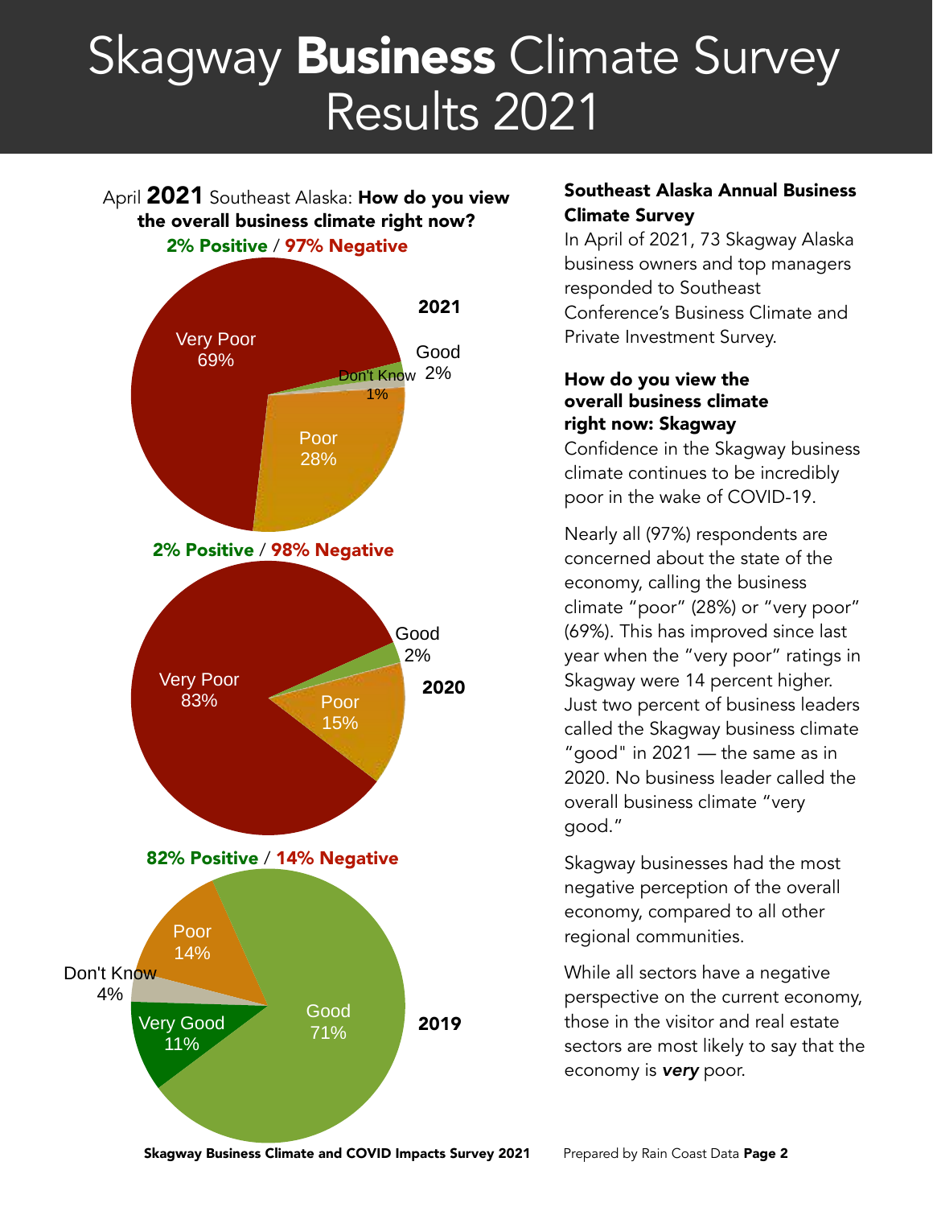# Skagway **Business** Climate Survey Results 2021

April **2021** Southeast Alaska: **How do you view the overall business climate right now?**

**2% Positive / 97% Negative**

**2021**

- Very Poor 69%
- Poor 28%
- Good 2%
- Don't Know 1%

**2% Positive / 98% Negative**

**2020**

- Very Poor 83%
- Poor 15%
- Good 2%

**82% Positive / 14% Negative**

**2019**

- Good 71%
- Very Good 11%
- Poor 14%
- Don't Know 4%

### Southeast Alaska Annual Business Climate Survey

In April of 2021, 73 Skagway Alaska business owners and top managers responded to Southeast Conference's Business Climate and Private Investment Survey.

### How do you view the overall business climate right now: Skagway

Confidence in the Skagway business climate continues to be incredibly poor in the wake of COVID-19.

Nearly all (97%) respondents are concerned about the state of the economy, calling the business climate "poor" (28%) or "very poor" (69%). This has improved since last year when the "very poor" ratings in Skagway were 14 percent higher. Just two percent of business leaders called the Skagway business climate "good" in 2021 — the same as in 2020. No business leader called the overall business climate "very good."

Skagway businesses had the most negative perception of the overall economy, compared to all other regional communities.

While all sectors have a negative perspective on the current economy, those in the visitor and real estate sectors are most likely to say that the economy is ***very*** poor.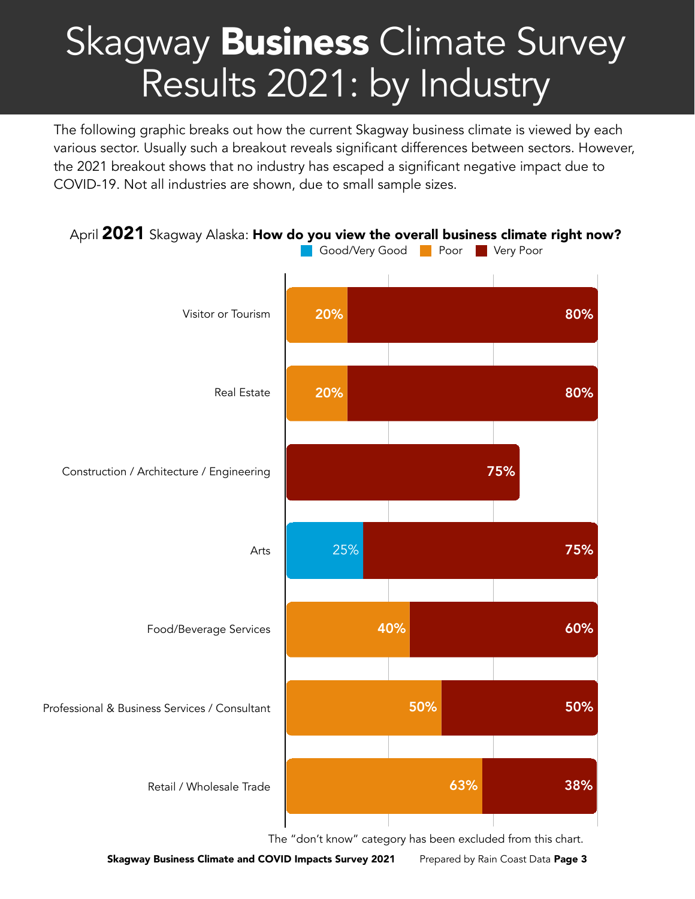# Skagway **Business** Climate Survey Results 2021: by Industry

The following graphic breaks out how the current Skagway business climate is viewed by each various sector. Usually such a breakout reveals significant differences between sectors. However, the 2021 breakout shows that no industry has escaped a significant negative impact due to COVID-19. Not all industries are shown, due to small sample sizes.

April **2021** Skagway Alaska: **How do you view the overall business climate right now?**

| Industry | Good/Very Good | Poor | Very Poor |
|---|---|---|---|
| Visitor or Tourism | | 20% | 80% |
| Real Estate | | 20% | 80% |
| Construction / Architecture / Engineering | | | 75% |
| Arts | 25% | | 75% |
| Food/Beverage Services | | 40% | 60% |
| Professional & Business Services / Consultant | | 50% | 50% |
| Retail / Wholesale Trade | | 63% | 38% |

The "don't know" category has been excluded from this chart.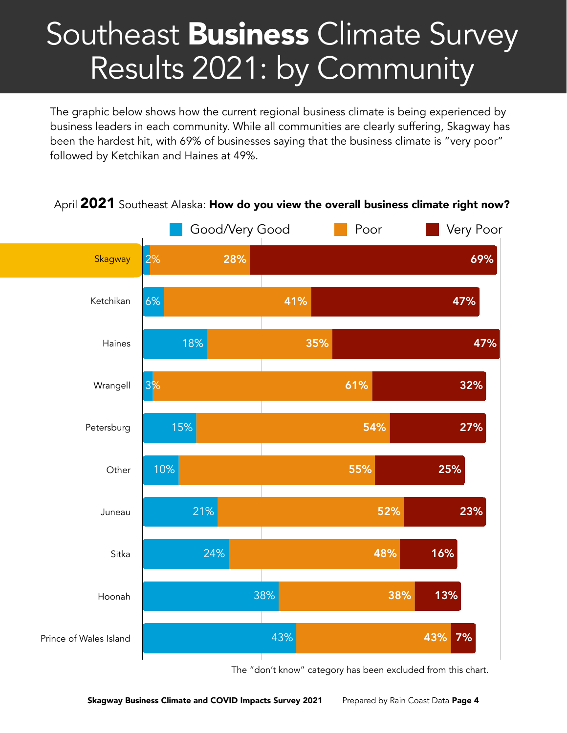# Southeast **Business** Climate Survey Results 2021: by Community

The graphic below shows how the current regional business climate is being experienced by business leaders in each community. While all communities are clearly suffering, Skagway has been the hardest hit, with 69% of businesses saying that the business climate is "very poor" followed by Ketchikan and Haines at 49%.

April **2021** Southeast Alaska: **How do you view the overall business climate right now?**

| Community | Good/Very Good | Poor | Very Poor |
|---|---|---|---|
| Skagway | 2% | 28% | 69% |
| Ketchikan | 6% | 41% | 47% |
| Haines | 18% | 35% | 47% |
| Wrangell | 3% | 61% | 32% |
| Petersburg | 15% | 54% | 27% |
| Other | 10% | 55% | 25% |
| Juneau | 21% | 52% | 23% |
| Sitka | 24% | 48% | 16% |
| Hoonah | 38% | 38% | 13% |
| Prince of Wales Island | 43% | 43% | 7% |

The "don't know" category has been excluded from this chart.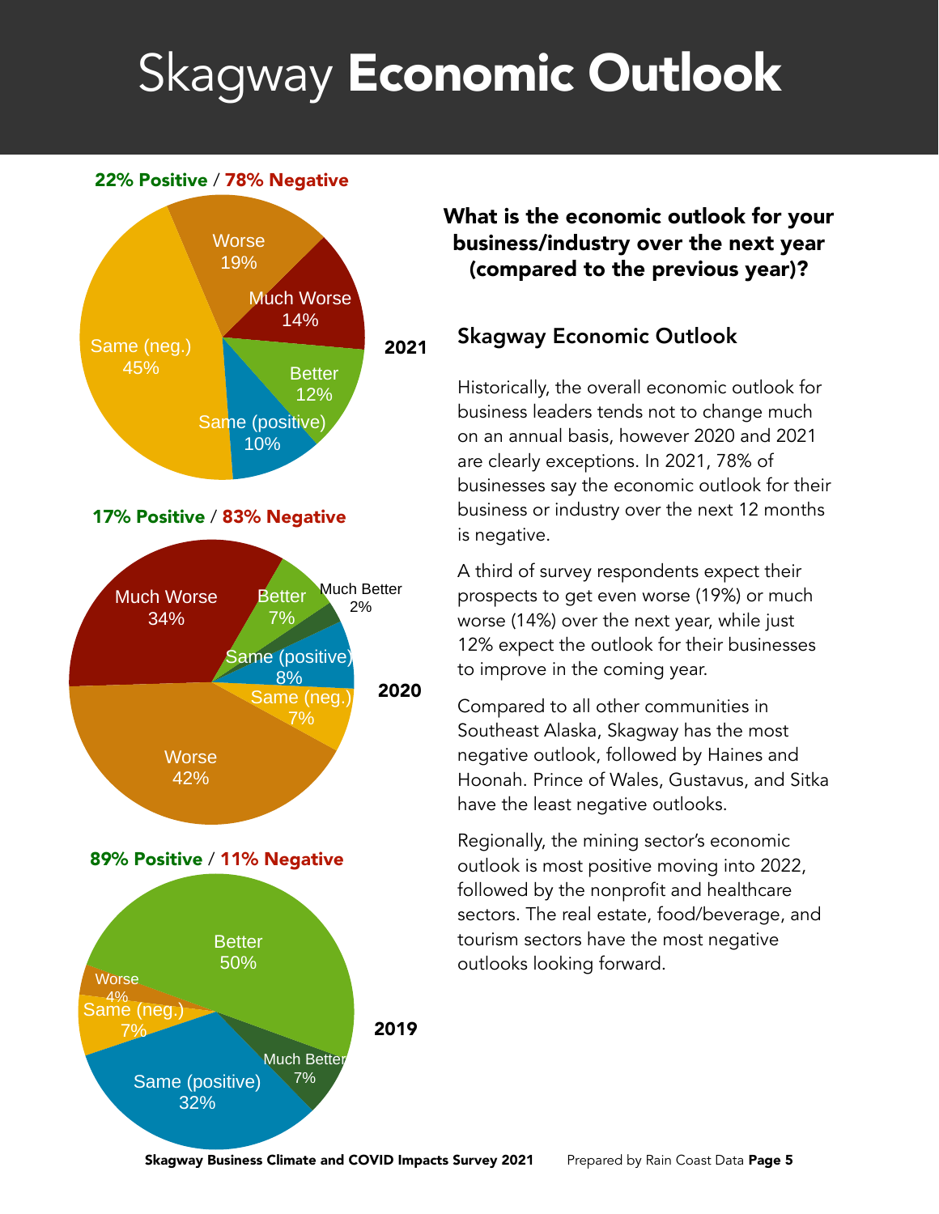# Skagway **Economic Outlook**

**22% Positive / 78% Negative**

2021

| Category | Percent |
|---|---|
| Worse | 19% |
| Much Worse | 14% |
| Better | 12% |
| Same (positive) | 10% |
| Same (neg.) | 45% |

**17% Positive / 83% Negative**

2020

| Category | Percent |
|---|---|
| Much Worse | 34% |
| Better | 7% |
| Much Better | 2% |
| Same (positive) | 8% |
| Same (neg.) | 7% |
| Worse | 42% |

**89% Positive / 11% Negative**

2019

| Category | Percent |
|---|---|
| Better | 50% |
| Worse | 4% |
| Same (neg.) | 7% |
| Much Better | 7% |
| Same (positive) | 32% |

### What is the economic outlook for your business/industry over the next year (compared to the previous year)?

## Skagway Economic Outlook

Historically, the overall economic outlook for business leaders tends not to change much on an annual basis, however 2020 and 2021 are clearly exceptions. In 2021, 78% of businesses say the economic outlook for their business or industry over the next 12 months is negative.

A third of survey respondents expect their prospects to get even worse (19%) or much worse (14%) over the next year, while just 12% expect the outlook for their businesses to improve in the coming year.

Compared to all other communities in Southeast Alaska, Skagway has the most negative outlook, followed by Haines and Hoonah. Prince of Wales, Gustavus, and Sitka have the least negative outlooks.

Regionally, the mining sector's economic outlook is most positive moving into 2022, followed by the nonprofit and healthcare sectors. The real estate, food/beverage, and tourism sectors have the most negative outlooks looking forward.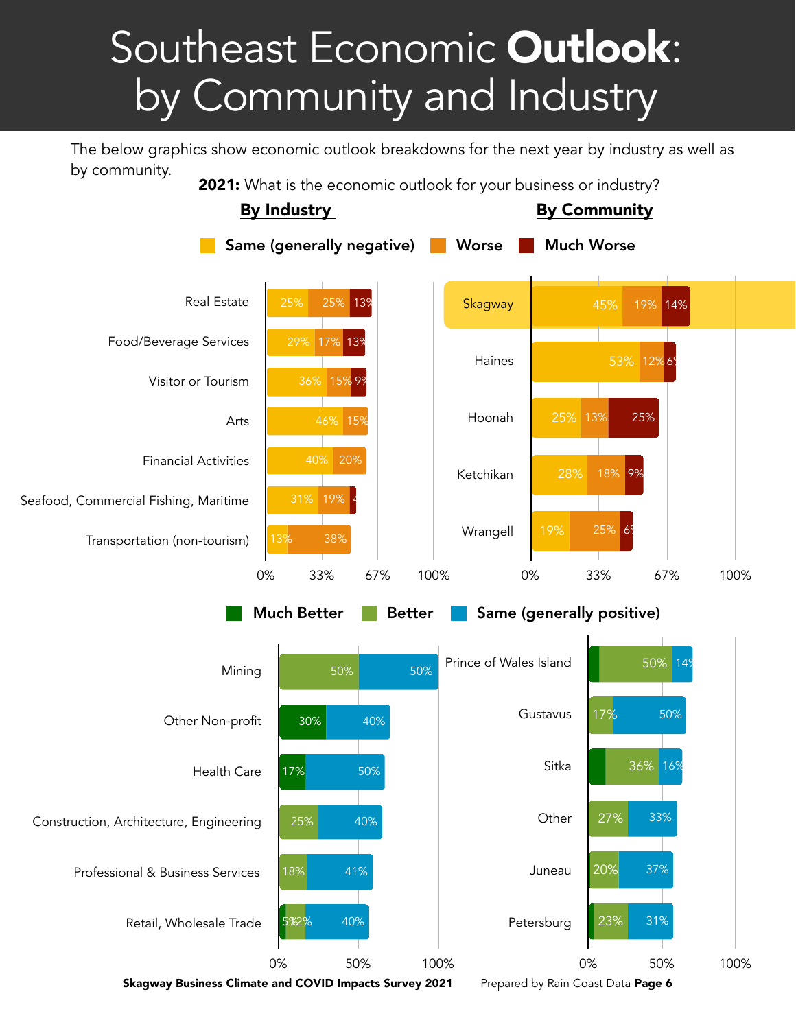# Southeast Economic **Outlook**: by Community and Industry

The below graphics show economic outlook breakdowns for the next year by industry as well as by community.

**2021:** What is the economic outlook for your business or industry?

### By Industry

| Industry | Same (generally negative) | Worse | Much Worse |
|---|---|---|---|
| Real Estate | 25% | 25% | 13% |
| Food/Beverage Services | 29% | 17% | 13% |
| Visitor or Tourism | 36% | 15% | 9% |
| Arts | 46% | 15% | |
| Financial Activities | 40% | 20% | |
| Seafood, Commercial Fishing, Maritime | 31% | 19% | 4 |
| Transportation (non-tourism) | 13% | 38% | |

| Industry | Much Better | Better | Same (generally positive) |
|---|---|---|---|
| Mining | | 50% | 50% |
| Other Non-profit | 30% | | 40% |
| Health Care | 17% | | 50% |
| Construction, Architecture, Engineering | | 25% | 40% |
| Professional & Business Services | | 18% | 41% |
| Retail, Wholesale Trade | 5% | 12% | 40% |

### By Community

| Community | Same (generally negative) | Worse | Much Worse |
|---|---|---|---|
| Skagway | 45% | 19% | 14% |
| Haines | 53% | 12% | 6% |
| Hoonah | 25% | 13% | 25% |
| Ketchikan | 28% | 18% | 9% |
| Wrangell | 19% | 25% | 6% |

| Community | Much Better | Better | Same (generally positive) |
|---|---|---|---|
| Prince of Wales Island | | 50% | 14% |
| Gustavus | | 17% | 50% |
| Sitka | | 36% | 16% |
| Other | | 27% | 33% |
| Juneau | | 20% | 37% |
| Petersburg | | 23% | 31% |

Skagway Business Climate and COVID Impacts Survey 2021

Prepared by Rain Coast Data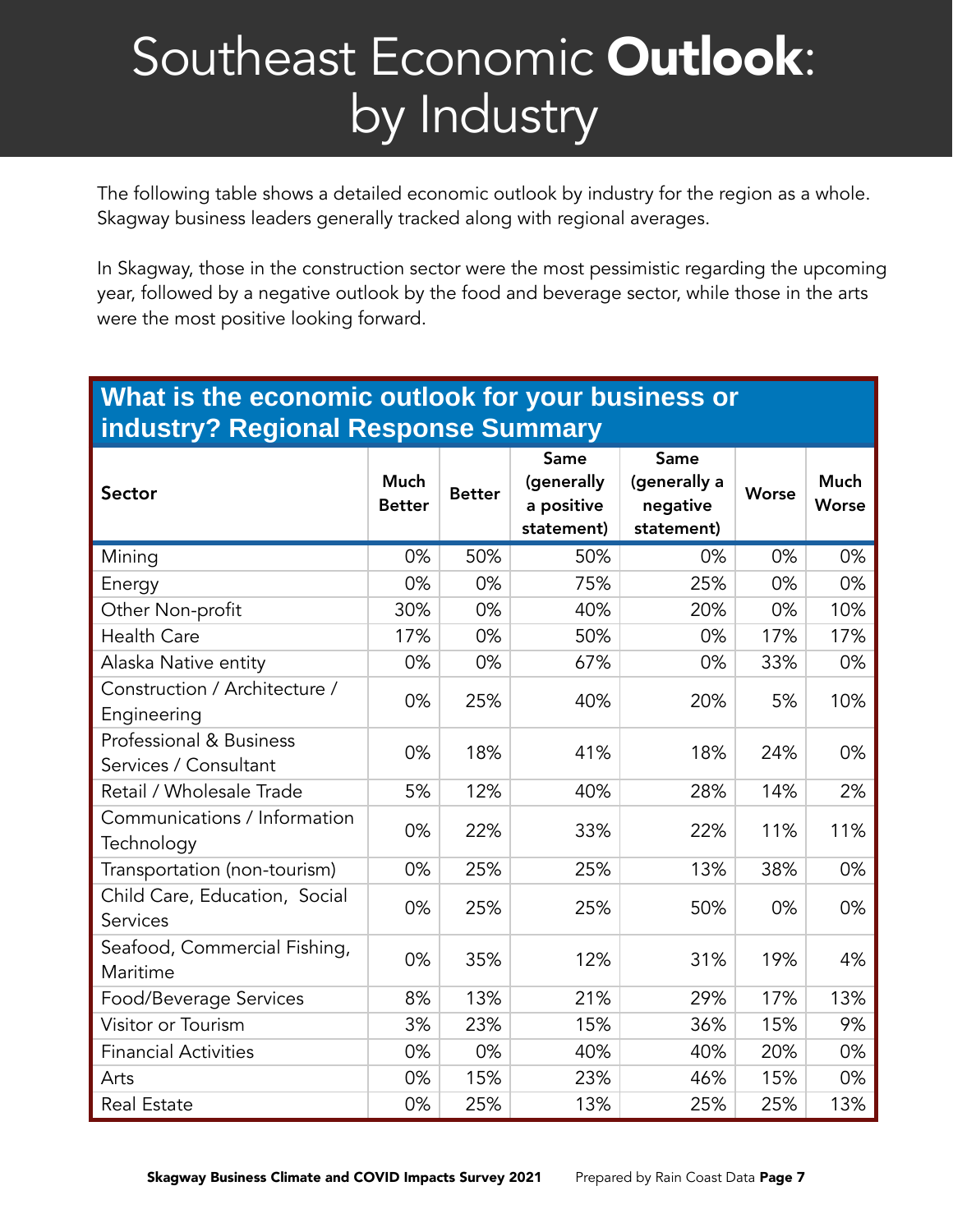# Southeast Economic **Outlook**: by Industry

The following table shows a detailed economic outlook by industry for the region as a whole. Skagway business leaders generally tracked along with regional averages.

In Skagway, those in the construction sector were the most pessimistic regarding the upcoming year, followed by a negative outlook by the food and beverage sector, while those in the arts were the most positive looking forward.

**What is the economic outlook for your business or industry? Regional Response Summary**

| Sector | Much Better | Better | Same (generally a positive statement) | Same (generally a negative statement) | Worse | Much Worse |
|---|---|---|---|---|---|---|
| Mining | 0% | 50% | 50% | 0% | 0% | 0% |
| Energy | 0% | 0% | 75% | 25% | 0% | 0% |
| Other Non-profit | 30% | 0% | 40% | 20% | 0% | 10% |
| Health Care | 17% | 0% | 50% | 0% | 17% | 17% |
| Alaska Native entity | 0% | 0% | 67% | 0% | 33% | 0% |
| Construction / Architecture / Engineering | 0% | 25% | 40% | 20% | 5% | 10% |
| Professional & Business Services / Consultant | 0% | 18% | 41% | 18% | 24% | 0% |
| Retail / Wholesale Trade | 5% | 12% | 40% | 28% | 14% | 2% |
| Communications / Information Technology | 0% | 22% | 33% | 22% | 11% | 11% |
| Transportation (non-tourism) | 0% | 25% | 25% | 13% | 38% | 0% |
| Child Care, Education, Social Services | 0% | 25% | 25% | 50% | 0% | 0% |
| Seafood, Commercial Fishing, Maritime | 0% | 35% | 12% | 31% | 19% | 4% |
| Food/Beverage Services | 8% | 13% | 21% | 29% | 17% | 13% |
| Visitor or Tourism | 3% | 23% | 15% | 36% | 15% | 9% |
| Financial Activities | 0% | 0% | 40% | 40% | 20% | 0% |
| Arts | 0% | 15% | 23% | 46% | 15% | 0% |
| Real Estate | 0% | 25% | 13% | 25% | 25% | 13% |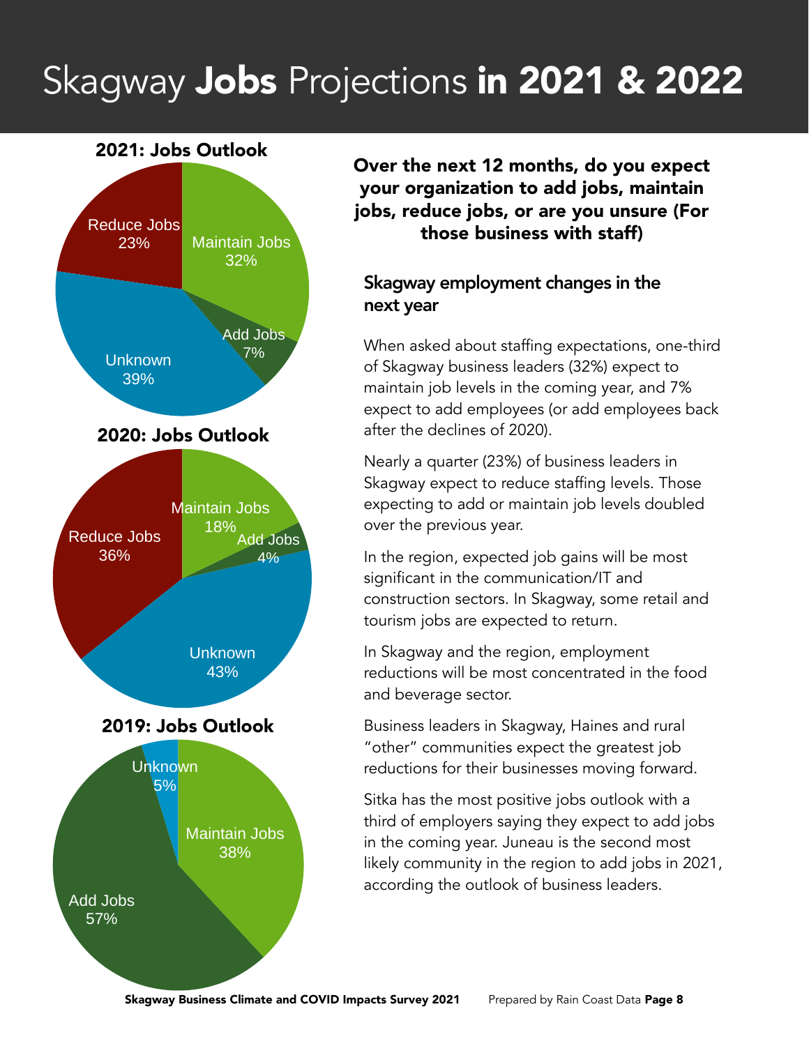# Skagway **Jobs** Projections **in 2021 & 2022**

**2021: Jobs Outlook**

| Category | Percent |
| --- | --- |
| Maintain Jobs | 32% |
| Add Jobs | 7% |
| Unknown | 39% |
| Reduce Jobs | 23% |

**2020: Jobs Outlook**

| Category | Percent |
| --- | --- |
| Maintain Jobs | 18% |
| Add Jobs | 4% |
| Unknown | 43% |
| Reduce Jobs | 36% |

**2019: Jobs Outlook**

| Category | Percent |
| --- | --- |
| Maintain Jobs | 38% |
| Add Jobs | 57% |
| Unknown | 5% |

**Over the next 12 months, do you expect your organization to add jobs, maintain jobs, reduce jobs, or are you unsure (For those business with staff)**

## Skagway employment changes in the next year

When asked about staffing expectations, one-third of Skagway business leaders (32%) expect to maintain job levels in the coming year, and 7% expect to add employees (or add employees back after the declines of 2020).

Nearly a quarter (23%) of business leaders in Skagway expect to reduce staffing levels. Those expecting to add or maintain job levels doubled over the previous year.

In the region, expected job gains will be most significant in the communication/IT and construction sectors. In Skagway, some retail and tourism jobs are expected to return.

In Skagway and the region, employment reductions will be most concentrated in the food and beverage sector.

Business leaders in Skagway, Haines and rural "other" communities expect the greatest job reductions for their businesses moving forward.

Sitka has the most positive jobs outlook with a third of employers saying they expect to add jobs in the coming year. Juneau is the second most likely community in the region to add jobs in 2021, according the outlook of business leaders.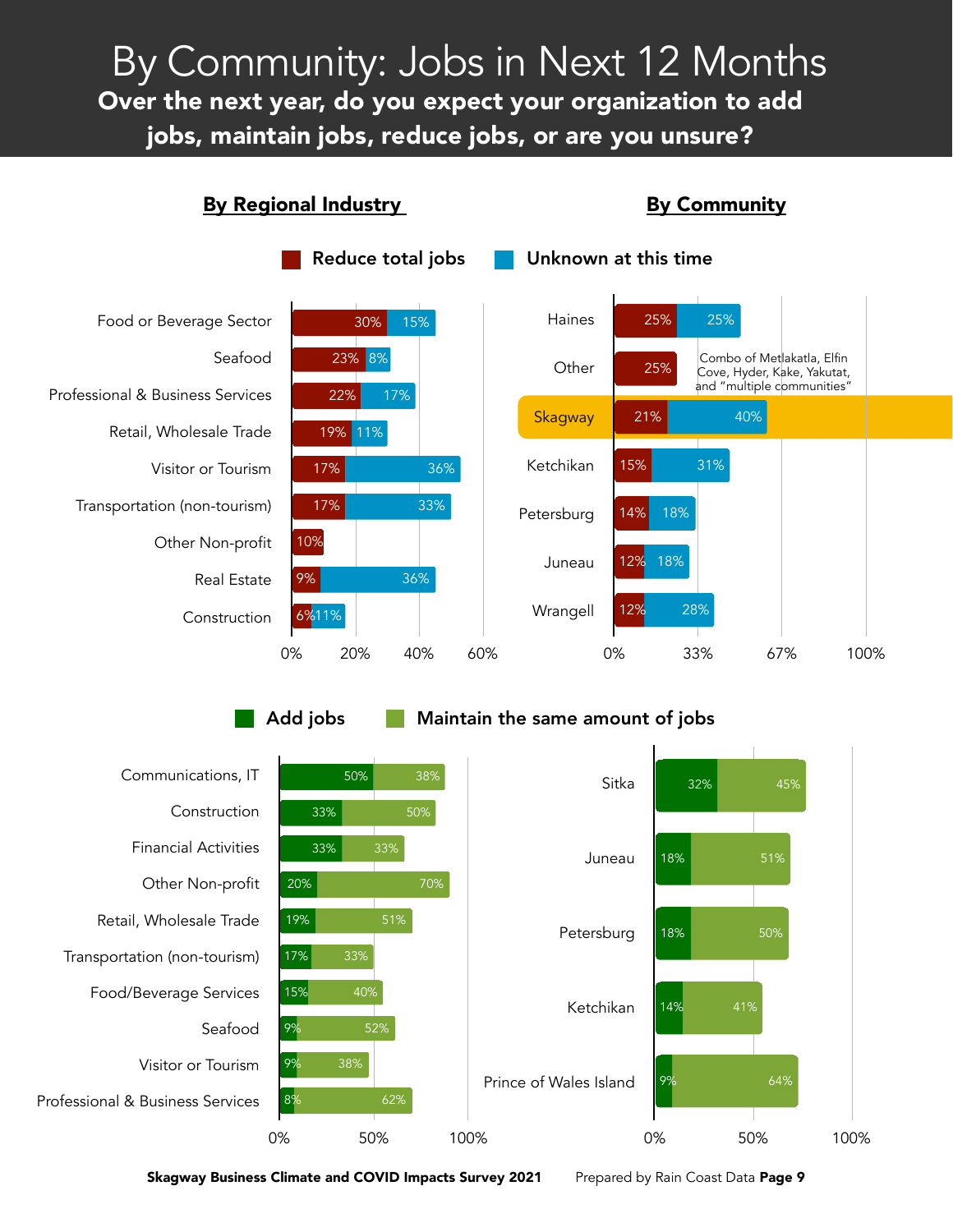# By Community: Jobs in Next 12 Months

**Over the next year, do you expect your organization to add jobs, maintain jobs, reduce jobs, or are you unsure?**

## By Regional Industry

| Industry | Reduce total jobs | Unknown at this time |
|---|---|---|
| Food or Beverage Sector | 30% | 15% |
| Seafood | 23% | 8% |
| Professional & Business Services | 22% | 17% |
| Retail, Wholesale Trade | 19% | 11% |
| Visitor or Tourism | 17% | 36% |
| Transportation (non-tourism) | 17% | 33% |
| Other Non-profit | 10% | |
| Real Estate | 9% | 36% |
| Construction | 6% | 11% |

| Industry | Add jobs | Maintain the same amount of jobs |
|---|---|---|
| Communications, IT | 50% | 38% |
| Construction | 33% | 50% |
| Financial Activities | 33% | 33% |
| Other Non-profit | 20% | 70% |
| Retail, Wholesale Trade | 19% | 51% |
| Transportation (non-tourism) | 17% | 33% |
| Food/Beverage Services | 15% | 40% |
| Seafood | 9% | 52% |
| Visitor or Tourism | 9% | 38% |
| Professional & Business Services | 8% | 62% |

## By Community

| Community | Reduce total jobs | Unknown at this time |
|---|---|---|
| Haines | 25% | 25% |
| Other | 25% | |
| Skagway | 21% | 40% |
| Ketchikan | 15% | 31% |
| Petersburg | 14% | 18% |
| Juneau | 12% | 18% |
| Wrangell | 12% | 28% |

Other: Combo of Metlakatla, Elfin Cove, Hyder, Kake, Yakutat, and "multiple communities"

| Community | Add jobs | Maintain the same amount of jobs |
|---|---|---|
| Sitka | 32% | 45% |
| Juneau | 18% | 51% |
| Petersburg | 18% | 50% |
| Ketchikan | 14% | 41% |
| Prince of Wales Island | 9% | 64% |

Skagway Business Climate and COVID Impacts Survey 2021 — Prepared by Rain Coast Data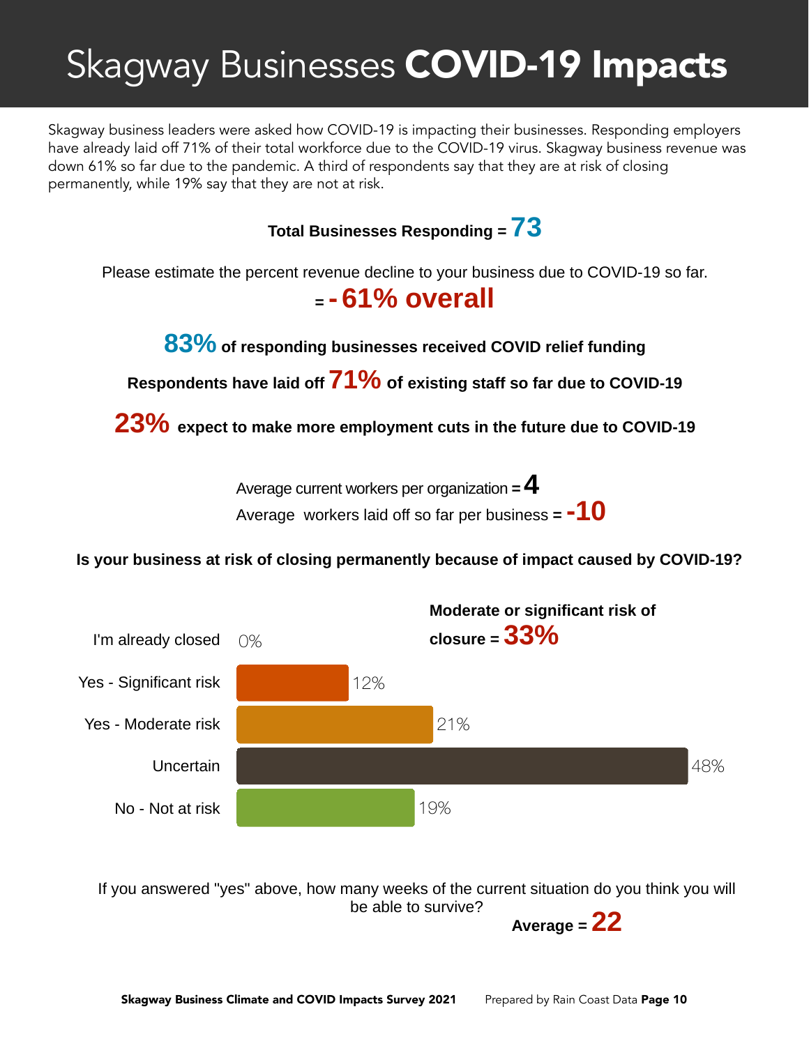# Skagway Businesses **COVID-19 Impacts**

Skagway business leaders were asked how COVID-19 is impacting their businesses. Responding employers have already laid off 71% of their total workforce due to the COVID-19 virus. Skagway business revenue was down 61% so far due to the pandemic. A third of respondents say that they are at risk of closing permanently, while 19% say that they are not at risk.

**Total Businesses Responding = 73**

Please estimate the percent revenue decline to your business due to COVID-19 so far.

**= -61% overall**

**83% of responding businesses received COVID relief funding**

**Respondents have laid off 71% of existing staff so far due to COVID-19**

**23% expect to make more employment cuts in the future due to COVID-19**

Average current workers per organization = **4**

Average workers laid off so far per business = **-10**

**Is your business at risk of closing permanently because of impact caused by COVID-19?**

**Moderate or significant risk of closure = 33%**

| Response | Percent |
|---|---|
| I'm already closed | 0% |
| Yes - Significant risk | 12% |
| Yes - Moderate risk | 21% |
| Uncertain | 48% |
| No - Not at risk | 19% |

If you answered "yes" above, how many weeks of the current situation do you think you will be able to survive?

**Average = 22**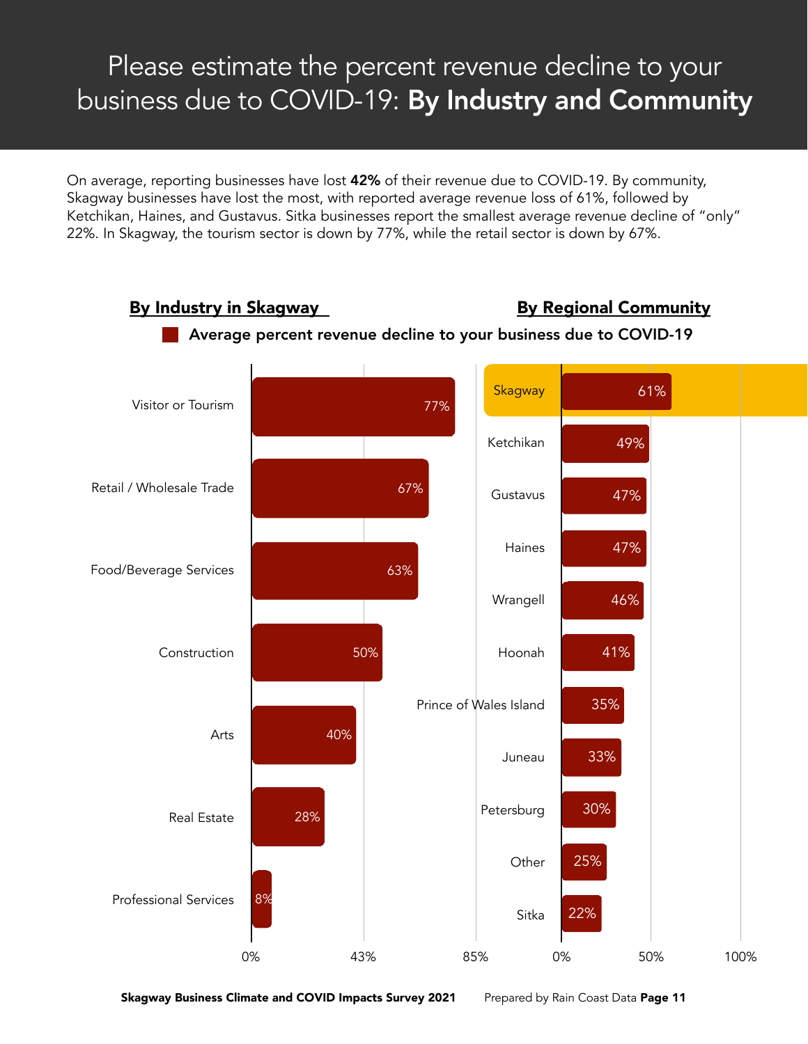# Please estimate the percent revenue decline to your business due to COVID-19: **By Industry and Community**

On average, reporting businesses have lost **42%** of their revenue due to COVID-19. By community, Skagway businesses have lost the most, with reported average revenue loss of 61%, followed by Ketchikan, Haines, and Gustavus. Sitka businesses report the smallest average revenue decline of "only" 22%. In Skagway, the tourism sector is down by 77%, while the retail sector is down by 67%.

**Average percent revenue decline to your business due to COVID-19**

## By Industry in Skagway

| Industry | Average percent revenue decline |
|---|---|
| Visitor or Tourism | 77% |
| Retail / Wholesale Trade | 67% |
| Food/Beverage Services | 63% |
| Construction | 50% |
| Arts | 40% |
| Real Estate | 28% |
| Professional Services | 8% |

## By Regional Community

| Community | Average percent revenue decline |
|---|---|
| Skagway | 61% |
| Ketchikan | 49% |
| Gustavus | 47% |
| Haines | 47% |
| Wrangell | 46% |
| Hoonah | 41% |
| Prince of Wales Island | 35% |
| Juneau | 33% |
| Petersburg | 30% |
| Other | 25% |
| Sitka | 22% |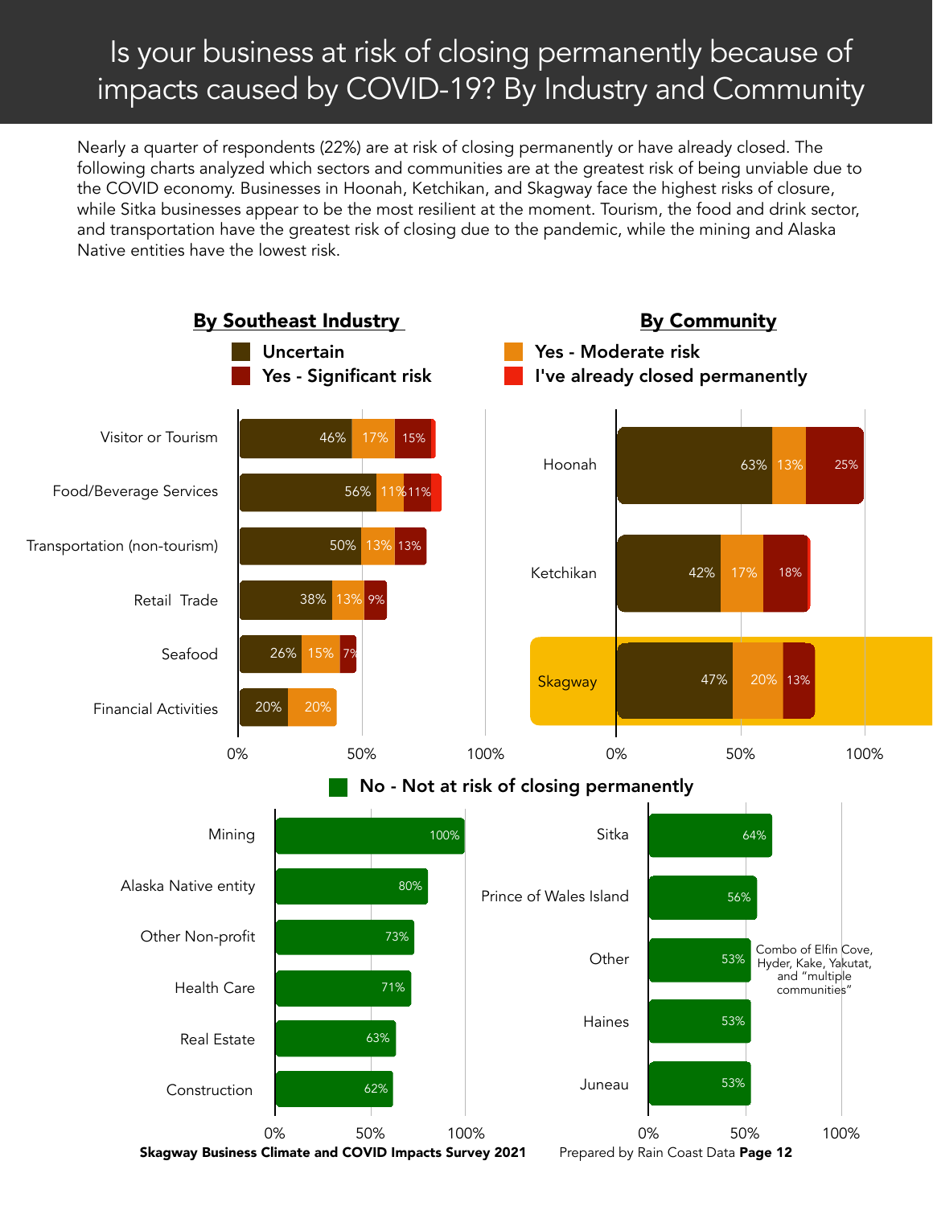# Is your business at risk of closing permanently because of impacts caused by COVID-19? By Industry and Community

Nearly a quarter of respondents (22%) are at risk of closing permanently or have already closed. The following charts analyzed which sectors and communities are at the greatest risk of being unviable due to the COVID economy. Businesses in Hoonah, Ketchikan, and Skagway face the highest risks of closure, while Sitka businesses appear to be the most resilient at the moment. Tourism, the food and drink sector, and transportation have the greatest risk of closing due to the pandemic, while the mining and Alaska Native entities have the lowest risk.

## By Southeast Industry

| Industry | Uncertain | Yes - Moderate risk | Yes - Significant risk |
|---|---|---|---|
| Visitor or Tourism | 46% | 17% | 15% |
| Food/Beverage Services | 56% | 11% | 11% |
| Transportation (non-tourism) | 50% | 13% | 13% |
| Retail Trade | 38% | 13% | 9% |
| Seafood | 26% | 15% | 7% |
| Financial Activities | 20% | 20% | |

## By Community

| Community | Uncertain | Yes - Moderate risk | Yes - Significant risk |
|---|---|---|---|
| Hoonah | 63% | 13% | 25% |
| Ketchikan | 42% | 17% | 18% |
| Skagway | 47% | 20% | 13% |

Legend: Uncertain; Yes - Significant risk; Yes - Moderate risk; I've already closed permanently

### No - Not at risk of closing permanently

| Industry | Not at risk |
|---|---|
| Mining | 100% |
| Alaska Native entity | 80% |
| Other Non-profit | 73% |
| Health Care | 71% |
| Real Estate | 63% |
| Construction | 62% |

| Community | Not at risk |
|---|---|
| Sitka | 64% |
| Prince of Wales Island | 56% |
| Other | 53% |
| Haines | 53% |
| Juneau | 53% |

Other: Combo of Elfin Cove, Hyder, Kake, Yakutat, and "multiple communities"

**Skagway Business Climate and COVID Impacts Survey 2021** Prepared by Rain Coast Data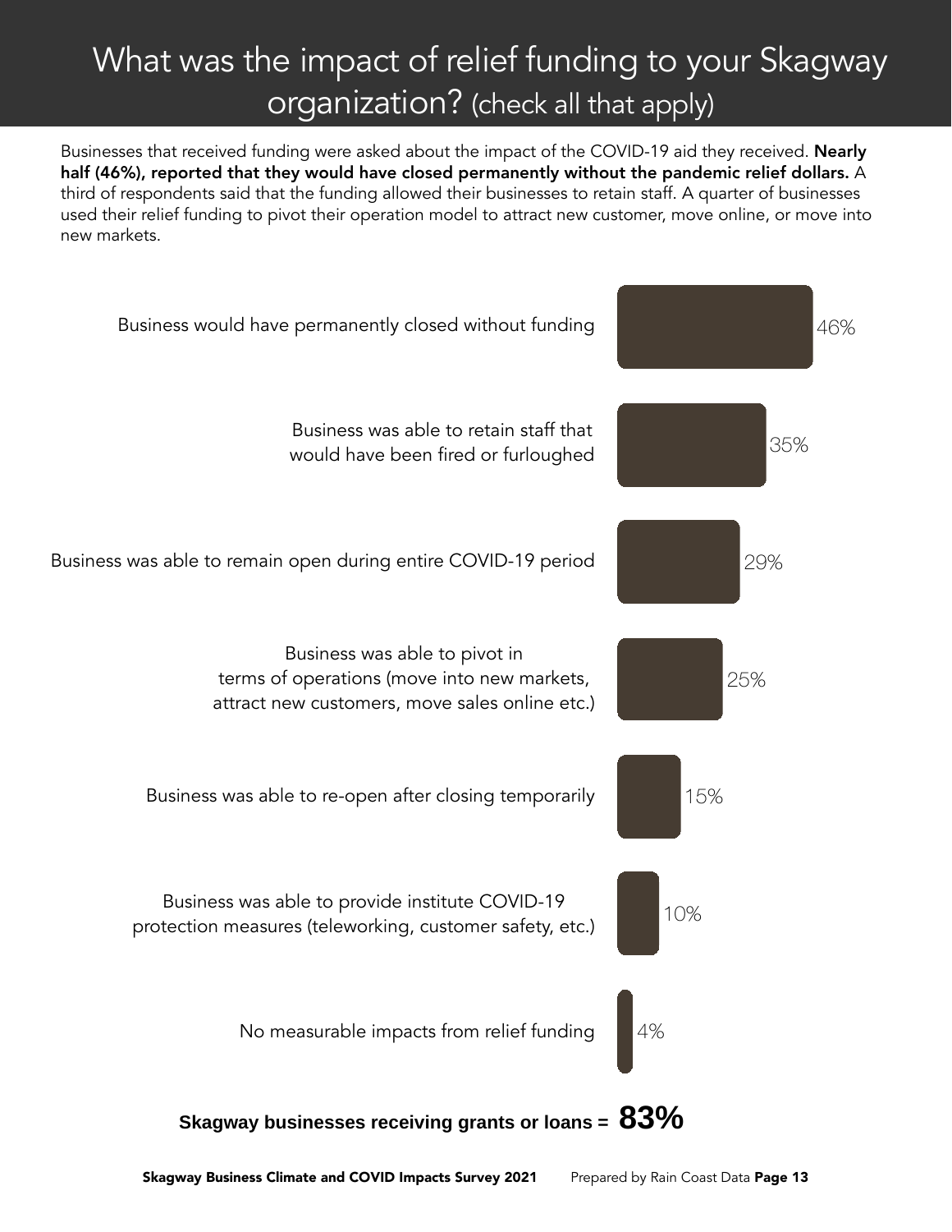# What was the impact of relief funding to your Skagway organization? (check all that apply)

Businesses that received funding were asked about the impact of the COVID-19 aid they received. **Nearly half (46%), reported that they would have closed permanently without the pandemic relief dollars.** A third of respondents said that the funding allowed their businesses to retain staff. A quarter of businesses used their relief funding to pivot their operation model to attract new customer, move online, or move into new markets.

| Impact | Percent |
| --- | --- |
| Business would have permanently closed without funding | 46% |
| Business was able to retain staff that would have been fired or furloughed | 35% |
| Business was able to remain open during entire COVID-19 period | 29% |
| Business was able to pivot in terms of operations (move into new markets, attract new customers, move sales online etc.) | 25% |
| Business was able to re-open after closing temporarily | 15% |
| Business was able to provide institute COVID-19 protection measures (teleworking, customer safety, etc.) | 10% |
| No measurable impacts from relief funding | 4% |

**Skagway businesses receiving grants or loans = 83%**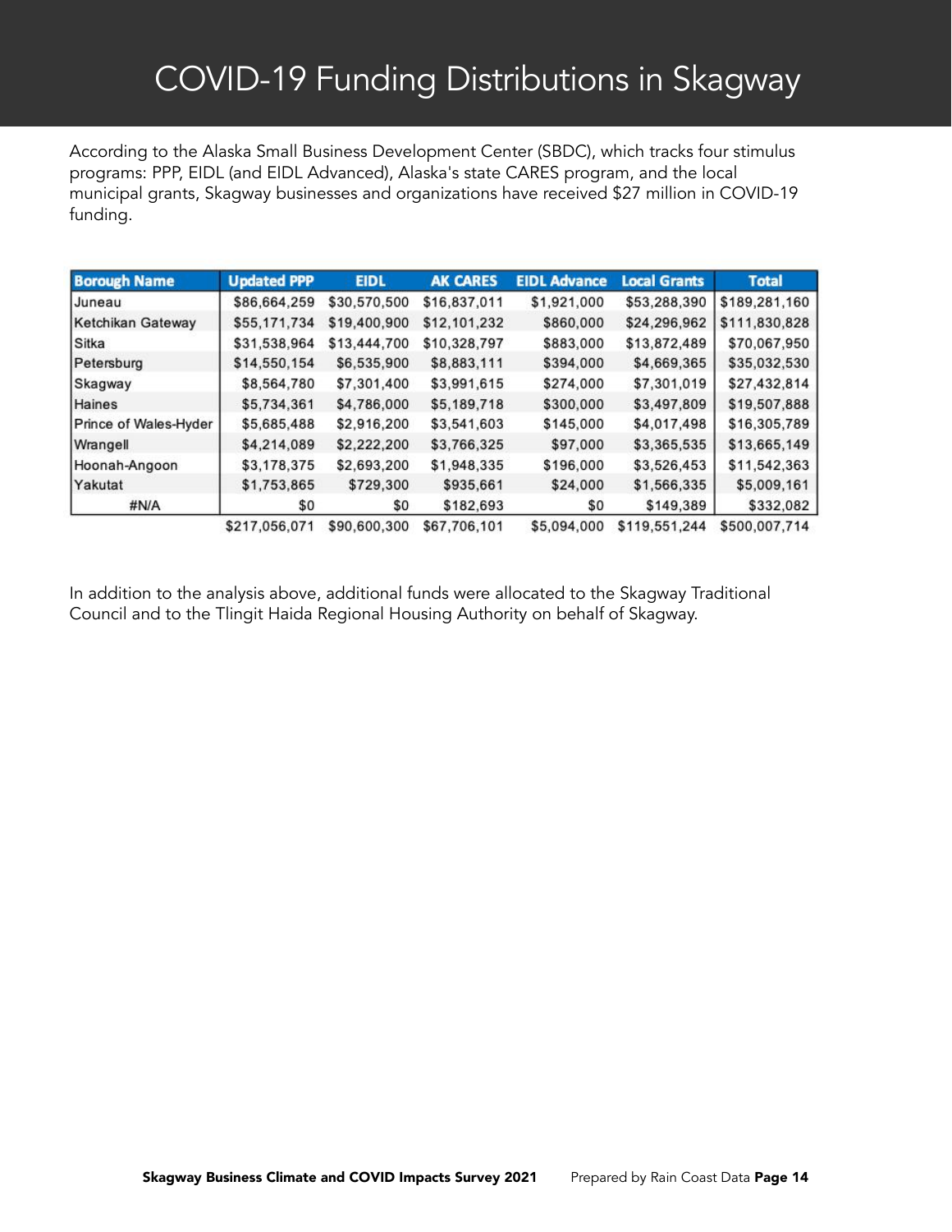# COVID-19 Funding Distributions in Skagway

According to the Alaska Small Business Development Center (SBDC), which tracks four stimulus programs: PPP, EIDL (and EIDL Advanced), Alaska's state CARES program, and the local municipal grants, Skagway businesses and organizations have received $27 million in COVID-19 funding.

| Borough Name | Updated PPP | EIDL | AK CARES | EIDL Advance | Local Grants | Total |
|---|---|---|---|---|---|---|
| Juneau | $86,664,259 | $30,570,500 | $16,837,011 | $1,921,000 | $53,288,390 | $189,281,160 |
| Ketchikan Gateway | $55,171,734 | $19,400,900 | $12,101,232 | $860,000 | $24,296,962 | $111,830,828 |
| Sitka | $31,538,964 | $13,444,700 | $10,328,797 | $883,000 | $13,872,489 | $70,067,950 |
| Petersburg | $14,550,154 | $6,535,900 | $8,883,111 | $394,000 | $4,669,365 | $35,032,530 |
| Skagway | $8,564,780 | $7,301,400 | $3,991,615 | $274,000 | $7,301,019 | $27,432,814 |
| Haines | $5,734,361 | $4,786,000 | $5,189,718 | $300,000 | $3,497,809 | $19,507,888 |
| Prince of Wales-Hyder | $5,685,488 | $2,916,200 | $3,541,603 | $145,000 | $4,017,498 | $16,305,789 |
| Wrangell | $4,214,089 | $2,222,200 | $3,766,325 | $97,000 | $3,365,535 | $13,665,149 |
| Hoonah-Angoon | $3,178,375 | $2,693,200 | $1,948,335 | $196,000 | $3,526,453 | $11,542,363 |
| Yakutat | $1,753,865 | $729,300 | $935,661 | $24,000 | $1,566,335 | $5,009,161 |
| #N/A | $0 | $0 | $182,693 | $0 | $149,389 | $332,082 |
| | $217,056,071 | $90,600,300 | $67,706,101 | $5,094,000 | $119,551,244 | $500,007,714 |

In addition to the analysis above, additional funds were allocated to the Skagway Traditional Council and to the Tlingit Haida Regional Housing Authority on behalf of Skagway.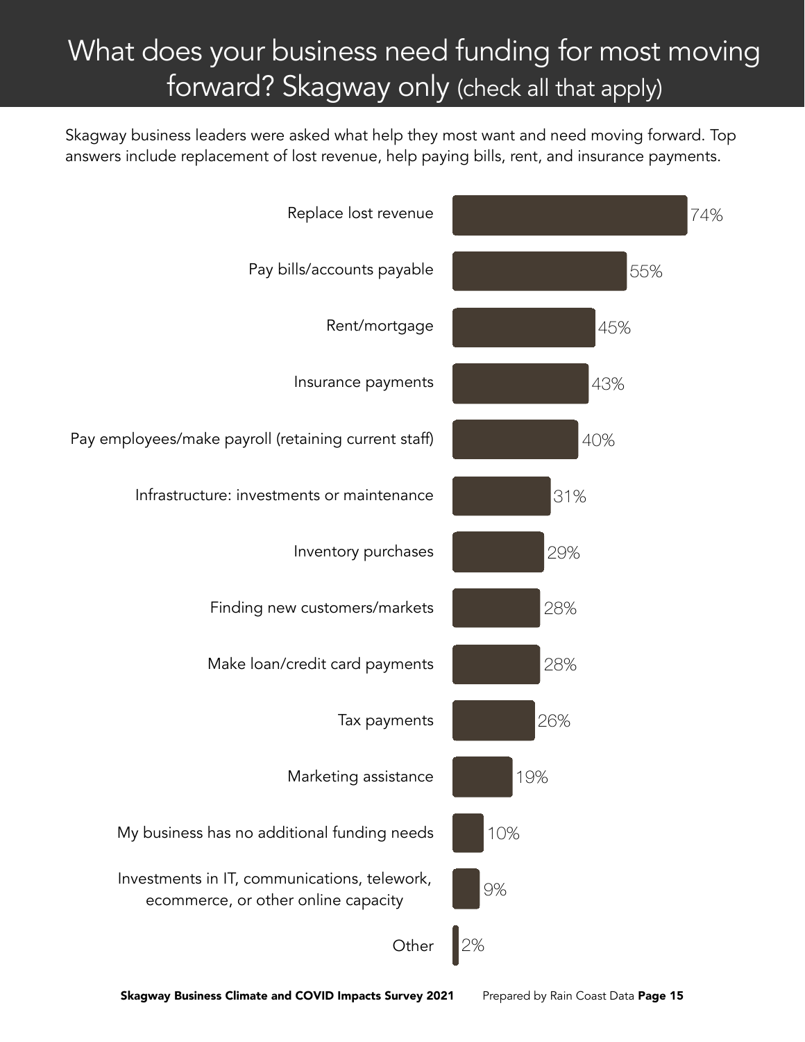# What does your business need funding for most moving forward? Skagway only (check all that apply)

Skagway business leaders were asked what help they most want and need moving forward. Top answers include replacement of lost revenue, help paying bills, rent, and insurance payments.

| Response | Percent |
| --- | --- |
| Replace lost revenue | 74% |
| Pay bills/accounts payable | 55% |
| Rent/mortgage | 45% |
| Insurance payments | 43% |
| Pay employees/make payroll (retaining current staff) | 40% |
| Infrastructure: investments or maintenance | 31% |
| Inventory purchases | 29% |
| Finding new customers/markets | 28% |
| Make loan/credit card payments | 28% |
| Tax payments | 26% |
| Marketing assistance | 19% |
| My business has no additional funding needs | 10% |
| Investments in IT, communications, telework, ecommerce, or other online capacity | 9% |
| Other | 2% |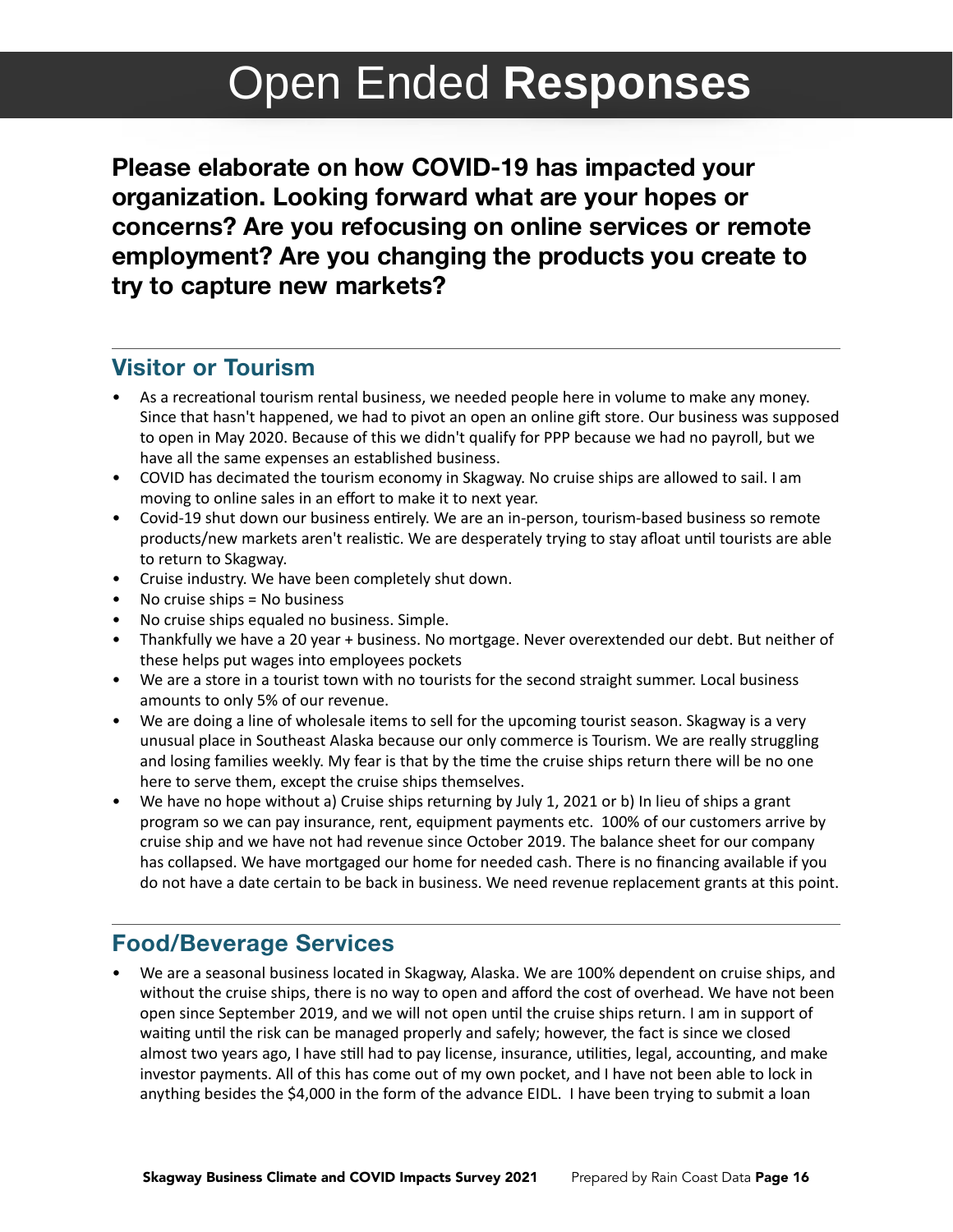# Open Ended **Responses**

**Please elaborate on how COVID-19 has impacted your organization. Looking forward what are your hopes or concerns? Are you refocusing on online services or remote employment? Are you changing the products you create to try to capture new markets?**

## Visitor or Tourism

- As a recreational tourism rental business, we needed people here in volume to make any money. Since that hasn't happened, we had to pivot an open an online gift store. Our business was supposed to open in May 2020. Because of this we didn't qualify for PPP because we had no payroll, but we have all the same expenses an established business.
- COVID has decimated the tourism economy in Skagway. No cruise ships are allowed to sail. I am moving to online sales in an effort to make it to next year.
- Covid-19 shut down our business entirely. We are an in-person, tourism-based business so remote products/new markets aren't realistic. We are desperately trying to stay afloat until tourists are able to return to Skagway.
- Cruise industry. We have been completely shut down.
- No cruise ships = No business
- No cruise ships equaled no business. Simple.
- Thankfully we have a 20 year + business. No mortgage. Never overextended our debt. But neither of these helps put wages into employees pockets
- We are a store in a tourist town with no tourists for the second straight summer. Local business amounts to only 5% of our revenue.
- We are doing a line of wholesale items to sell for the upcoming tourist season. Skagway is a very unusual place in Southeast Alaska because our only commerce is Tourism. We are really struggling and losing families weekly. My fear is that by the time the cruise ships return there will be no one here to serve them, except the cruise ships themselves.
- We have no hope without a) Cruise ships returning by July 1, 2021 or b) In lieu of ships a grant program so we can pay insurance, rent, equipment payments etc. 100% of our customers arrive by cruise ship and we have not had revenue since October 2019. The balance sheet for our company has collapsed. We have mortgaged our home for needed cash. There is no financing available if you do not have a date certain to be back in business. We need revenue replacement grants at this point.

## Food/Beverage Services

- We are a seasonal business located in Skagway, Alaska. We are 100% dependent on cruise ships, and without the cruise ships, there is no way to open and afford the cost of overhead. We have not been open since September 2019, and we will not open until the cruise ships return. I am in support of waiting until the risk can be managed properly and safely; however, the fact is since we closed almost two years ago, I have still had to pay license, insurance, utilities, legal, accounting, and make investor payments. All of this has come out of my own pocket, and I have not been able to lock in anything besides the $4,000 in the form of the advance EIDL. I have been trying to submit a loan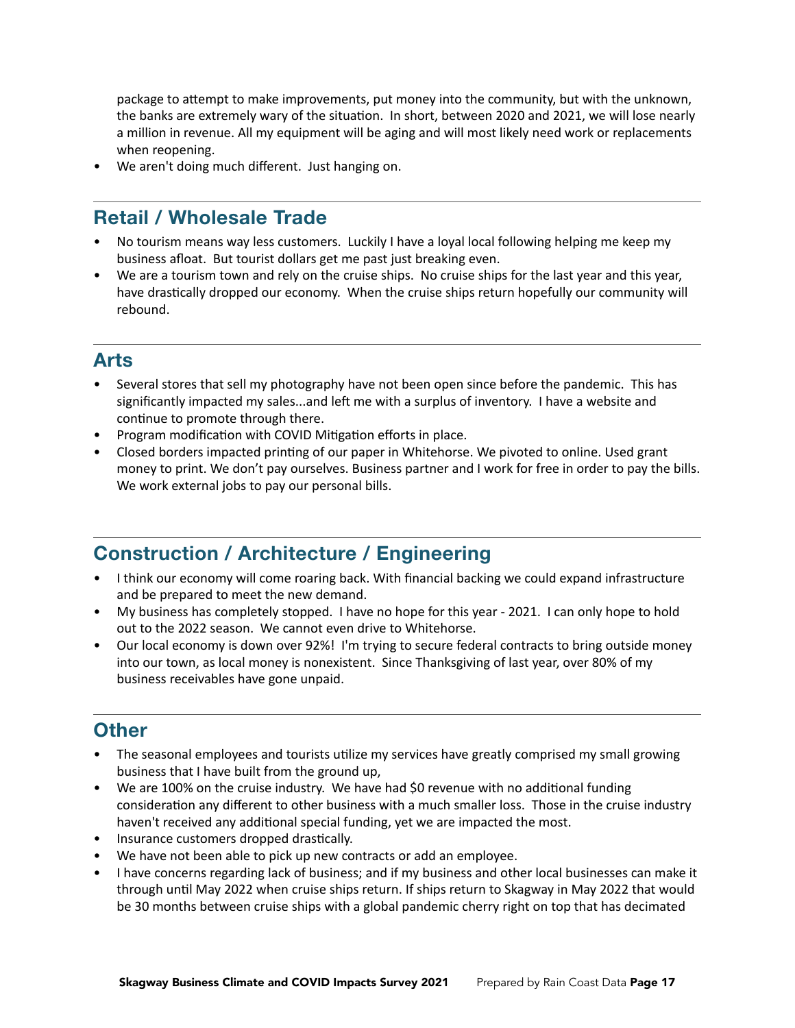package to attempt to make improvements, put money into the community, but with the unknown, the banks are extremely wary of the situation. In short, between 2020 and 2021, we will lose nearly a million in revenue. All my equipment will be aging and will most likely need work or replacements when reopening.

- We aren't doing much different. Just hanging on.

## Retail / Wholesale Trade

- No tourism means way less customers. Luckily I have a loyal local following helping me keep my business afloat. But tourist dollars get me past just breaking even.
- We are a tourism town and rely on the cruise ships. No cruise ships for the last year and this year, have drastically dropped our economy. When the cruise ships return hopefully our community will rebound.

## Arts

- Several stores that sell my photography have not been open since before the pandemic. This has significantly impacted my sales...and left me with a surplus of inventory. I have a website and continue to promote through there.
- Program modification with COVID Mitigation efforts in place.
- Closed borders impacted printing of our paper in Whitehorse. We pivoted to online. Used grant money to print. We don't pay ourselves. Business partner and I work for free in order to pay the bills. We work external jobs to pay our personal bills.

## Construction / Architecture / Engineering

- I think our economy will come roaring back. With financial backing we could expand infrastructure and be prepared to meet the new demand.
- My business has completely stopped. I have no hope for this year - 2021. I can only hope to hold out to the 2022 season. We cannot even drive to Whitehorse.
- Our local economy is down over 92%! I'm trying to secure federal contracts to bring outside money into our town, as local money is nonexistent. Since Thanksgiving of last year, over 80% of my business receivables have gone unpaid.

## Other

- The seasonal employees and tourists utilize my services have greatly comprised my small growing business that I have built from the ground up,
- We are 100% on the cruise industry. We have had $0 revenue with no additional funding consideration any different to other business with a much smaller loss. Those in the cruise industry haven't received any additional special funding, yet we are impacted the most.
- Insurance customers dropped drastically.
- We have not been able to pick up new contracts or add an employee.
- I have concerns regarding lack of business; and if my business and other local businesses can make it through until May 2022 when cruise ships return. If ships return to Skagway in May 2022 that would be 30 months between cruise ships with a global pandemic cherry right on top that has decimated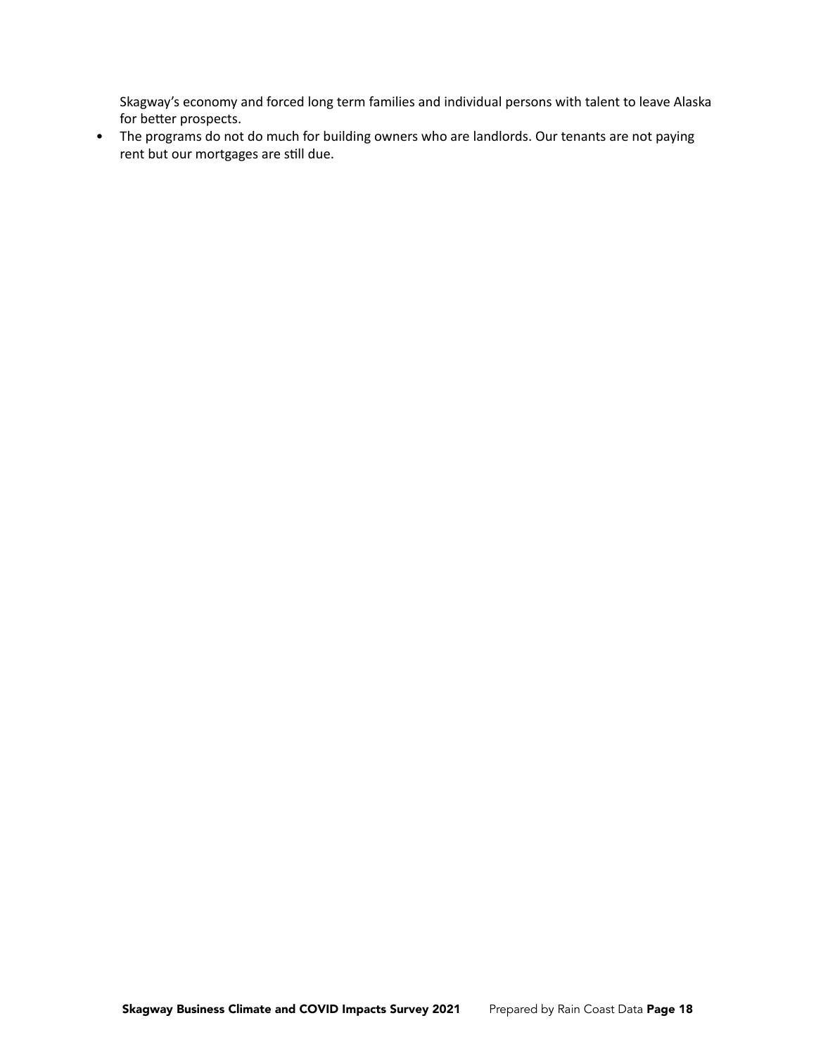Skagway's economy and forced long term families and individual persons with talent to leave Alaska for better prospects.

- The programs do not do much for building owners who are landlords. Our tenants are not paying rent but our mortgages are still due.